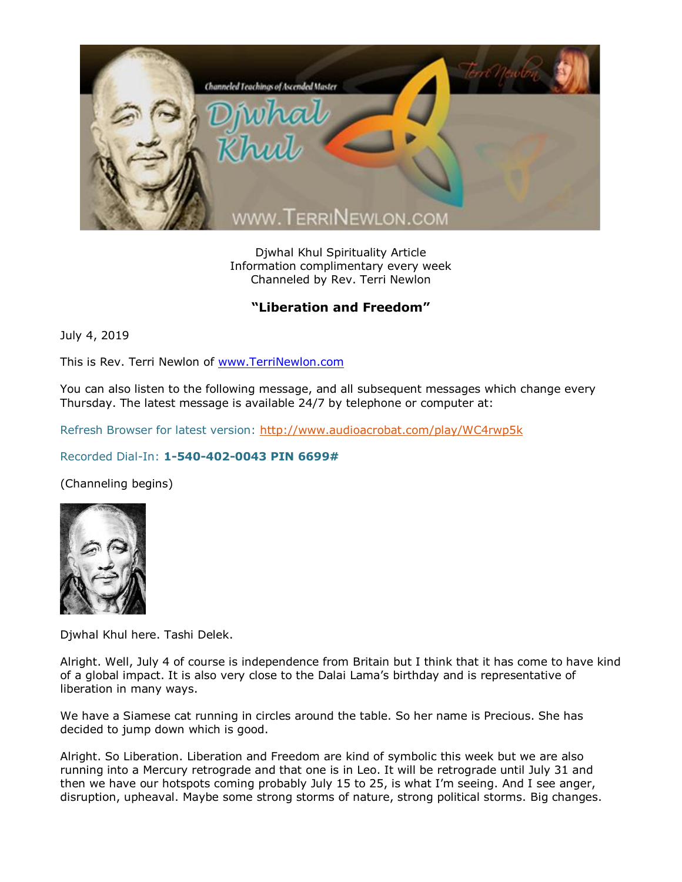Djwhal Khul Spirituality Article
Information complimentary every week
Channeled by Rev. Terri Newlon

## "Liberation and Freedom"

July 4, 2019

This is Rev. Terri Newlon of www.TerriNewlon.com

You can also listen to the following message, and all subsequent messages which change every Thursday. The latest message is available 24/7 by telephone or computer at:

Refresh Browser for latest version: http://www.audioacrobat.com/play/WC4rwp5k

Recorded Dial-In: **1-540-402-0043 PIN 6699#**

(Channeling begins)

Djwhal Khul here. Tashi Delek.

Alright. Well, July 4 of course is independence from Britain but I think that it has come to have kind of a global impact. It is also very close to the Dalai Lama's birthday and is representative of liberation in many ways.

We have a Siamese cat running in circles around the table. So her name is Precious. She has decided to jump down which is good.

Alright. So Liberation. Liberation and Freedom are kind of symbolic this week but we are also running into a Mercury retrograde and that one is in Leo. It will be retrograde until July 31 and then we have our hotspots coming probably July 15 to 25, is what I'm seeing. And I see anger, disruption, upheaval. Maybe some strong storms of nature, strong political storms. Big changes.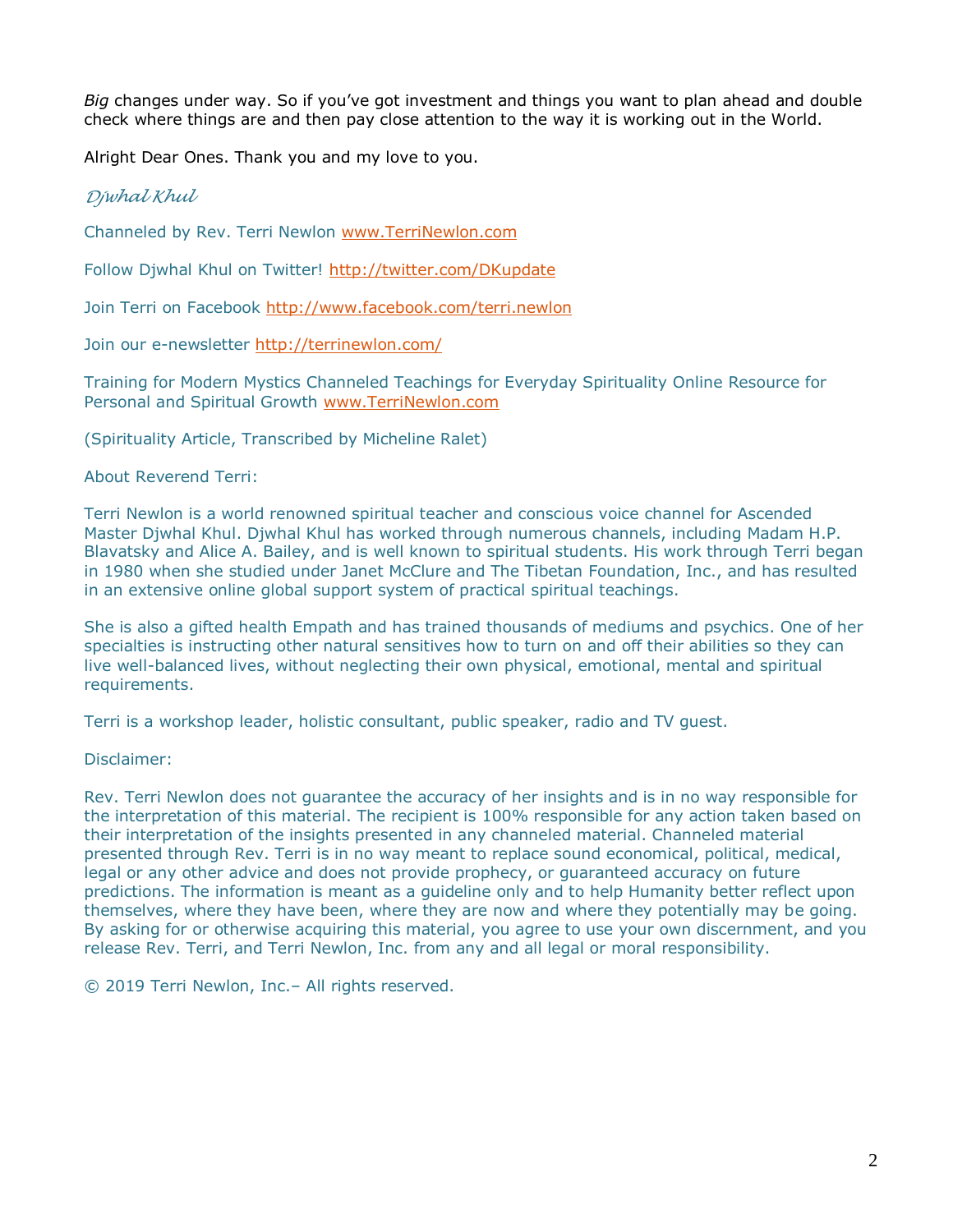*Big* changes under way. So if you've got investment and things you want to plan ahead and double check where things are and then pay close attention to the way it is working out in the World.

Alright Dear Ones. Thank you and my love to you.

*Djwhal Khul*

Channeled by Rev. Terri Newlon www.TerriNewlon.com

Follow Djwhal Khul on Twitter! http://twitter.com/DKupdate

Join Terri on Facebook http://www.facebook.com/terri.newlon

Join our e-newsletter http://terrinewlon.com/

Training for Modern Mystics Channeled Teachings for Everyday Spirituality Online Resource for Personal and Spiritual Growth www.TerriNewlon.com

(Spirituality Article, Transcribed by Micheline Ralet)

About Reverend Terri:

Terri Newlon is a world renowned spiritual teacher and conscious voice channel for Ascended Master Djwhal Khul. Djwhal Khul has worked through numerous channels, including Madam H.P. Blavatsky and Alice A. Bailey, and is well known to spiritual students. His work through Terri began in 1980 when she studied under Janet McClure and The Tibetan Foundation, Inc., and has resulted in an extensive online global support system of practical spiritual teachings.

She is also a gifted health Empath and has trained thousands of mediums and psychics. One of her specialties is instructing other natural sensitives how to turn on and off their abilities so they can live well-balanced lives, without neglecting their own physical, emotional, mental and spiritual requirements.

Terri is a workshop leader, holistic consultant, public speaker, radio and TV guest.

Disclaimer:

Rev. Terri Newlon does not guarantee the accuracy of her insights and is in no way responsible for the interpretation of this material. The recipient is 100% responsible for any action taken based on their interpretation of the insights presented in any channeled material. Channeled material presented through Rev. Terri is in no way meant to replace sound economical, political, medical, legal or any other advice and does not provide prophecy, or guaranteed accuracy on future predictions. The information is meant as a guideline only and to help Humanity better reflect upon themselves, where they have been, where they are now and where they potentially may be going. By asking for or otherwise acquiring this material, you agree to use your own discernment, and you release Rev. Terri, and Terri Newlon, Inc. from any and all legal or moral responsibility.

© 2019 Terri Newlon, Inc.– All rights reserved.